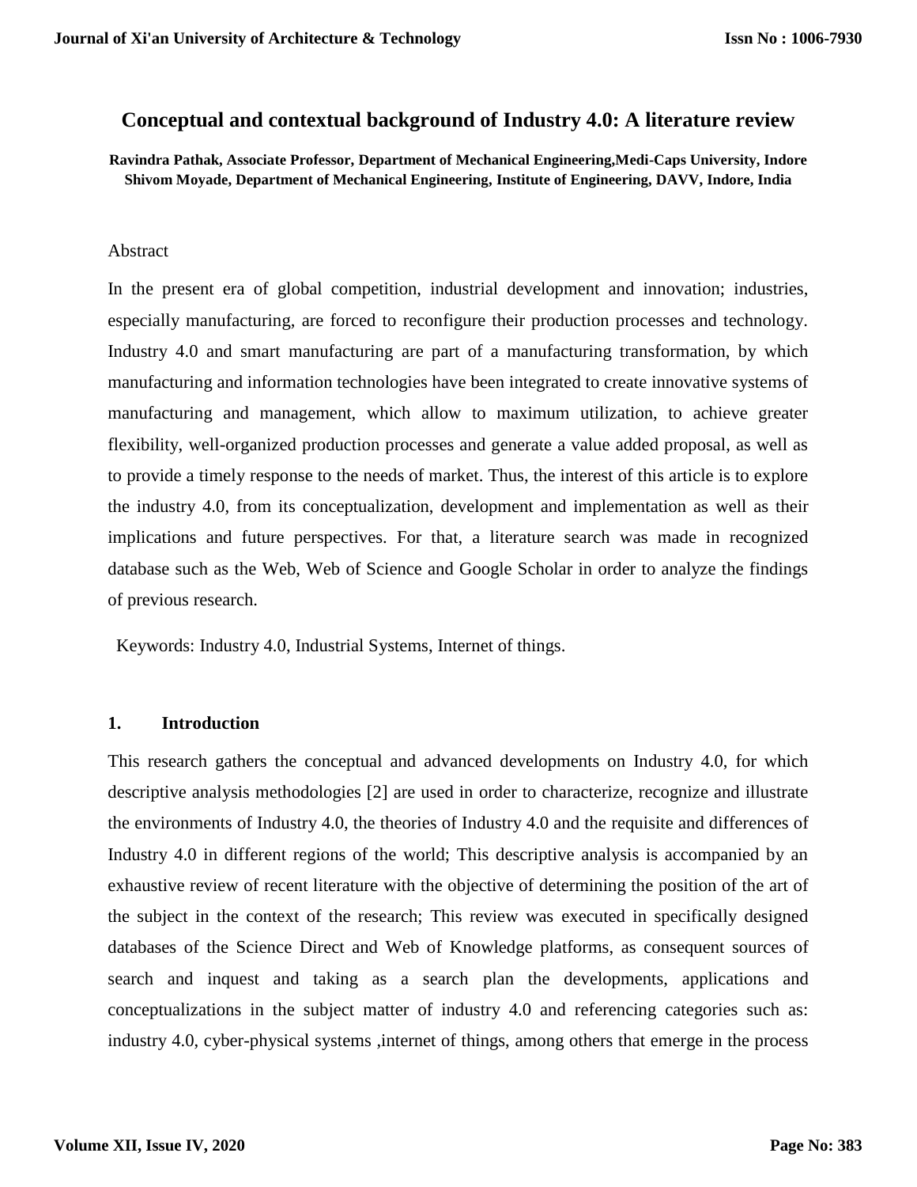# Conceptual and contextual background of Industry 4.0: A literature review

**Ravindra Pathak, Associate Professor, Department of Mechanical Engineering,Medi-Caps University, Indore**
**Shivom Moyade, Department of Mechanical Engineering, Institute of Engineering, DAVV, Indore, India**

Abstract

In the present era of global competition, industrial development and innovation; industries, especially manufacturing, are forced to reconfigure their production processes and technology. Industry 4.0 and smart manufacturing are part of a manufacturing transformation, by which manufacturing and information technologies have been integrated to create innovative systems of manufacturing and management, which allow to maximum utilization, to achieve greater flexibility, well-organized production processes and generate a value added proposal, as well as to provide a timely response to the needs of market. Thus, the interest of this article is to explore the industry 4.0, from its conceptualization, development and implementation as well as their implications and future perspectives. For that, a literature search was made in recognized database such as the Web, Web of Science and Google Scholar in order to analyze the findings of previous research.

Keywords: Industry 4.0, Industrial Systems, Internet of things.

## 1. Introduction

This research gathers the conceptual and advanced developments on Industry 4.0, for which descriptive analysis methodologies [2] are used in order to characterize, recognize and illustrate the environments of Industry 4.0, the theories of Industry 4.0 and the requisite and differences of Industry 4.0 in different regions of the world; This descriptive analysis is accompanied by an exhaustive review of recent literature with the objective of determining the position of the art of the subject in the context of the research; This review was executed in specifically designed databases of the Science Direct and Web of Knowledge platforms, as consequent sources of search and inquest and taking as a search plan the developments, applications and conceptualizations in the subject matter of industry 4.0 and referencing categories such as: industry 4.0, cyber-physical systems ,internet of things, among others that emerge in the process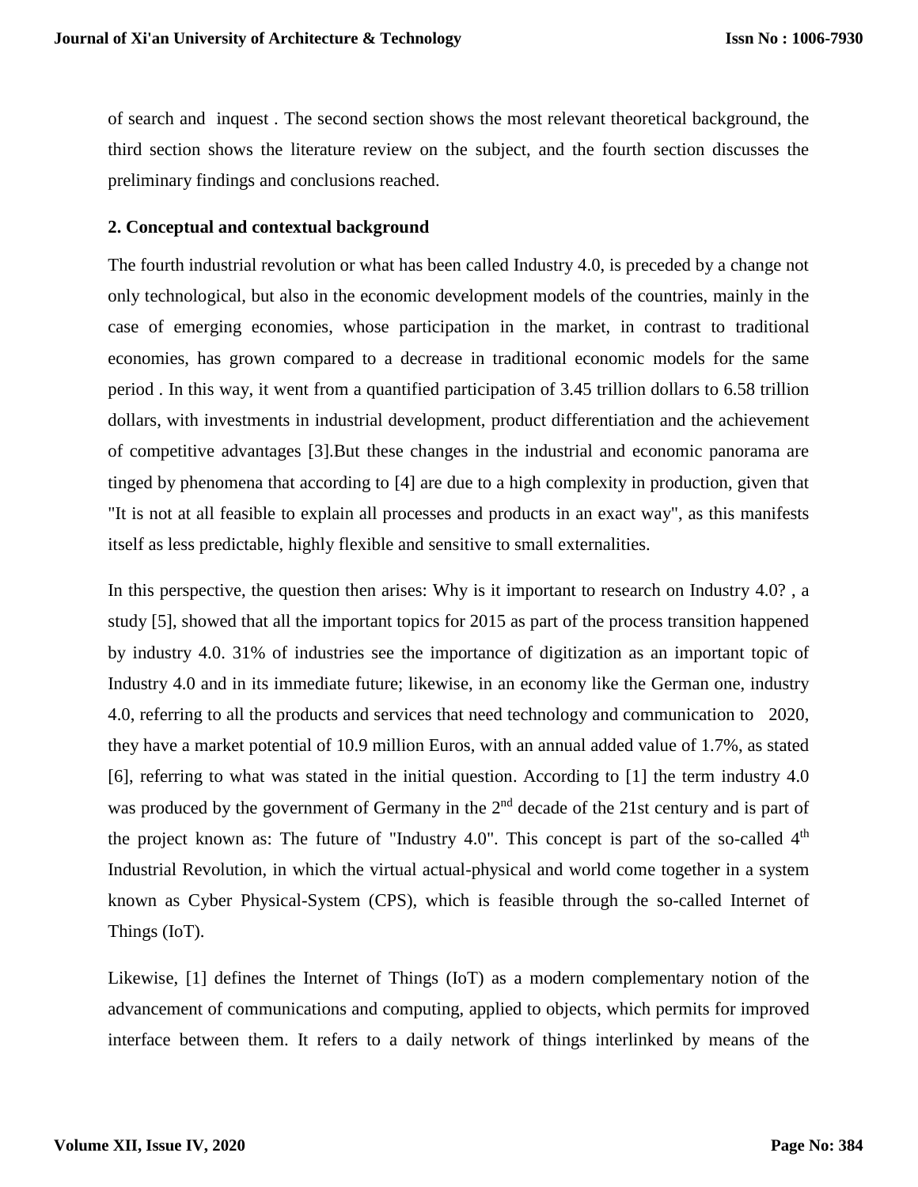of search and inquest . The second section shows the most relevant theoretical background, the third section shows the literature review on the subject, and the fourth section discusses the preliminary findings and conclusions reached.

## 2. Conceptual and contextual background

The fourth industrial revolution or what has been called Industry 4.0, is preceded by a change not only technological, but also in the economic development models of the countries, mainly in the case of emerging economies, whose participation in the market, in contrast to traditional economies, has grown compared to a decrease in traditional economic models for the same period . In this way, it went from a quantified participation of 3.45 trillion dollars to 6.58 trillion dollars, with investments in industrial development, product differentiation and the achievement of competitive advantages [3].But these changes in the industrial and economic panorama are tinged by phenomena that according to [4] are due to a high complexity in production, given that "It is not at all feasible to explain all processes and products in an exact way", as this manifests itself as less predictable, highly flexible and sensitive to small externalities.

In this perspective, the question then arises: Why is it important to research on Industry 4.0? , a study [5], showed that all the important topics for 2015 as part of the process transition happened by industry 4.0. 31% of industries see the importance of digitization as an important topic of Industry 4.0 and in its immediate future; likewise, in an economy like the German one, industry 4.0, referring to all the products and services that need technology and communication to 2020, they have a market potential of 10.9 million Euros, with an annual added value of 1.7%, as stated [6], referring to what was stated in the initial question. According to [1] the term industry 4.0 was produced by the government of Germany in the 2nd decade of the 21st century and is part of the project known as: The future of "Industry 4.0". This concept is part of the so-called 4th Industrial Revolution, in which the virtual actual-physical and world come together in a system known as Cyber Physical-System (CPS), which is feasible through the so-called Internet of Things (IoT).

Likewise, [1] defines the Internet of Things (IoT) as a modern complementary notion of the advancement of communications and computing, applied to objects, which permits for improved interface between them. It refers to a daily network of things interlinked by means of the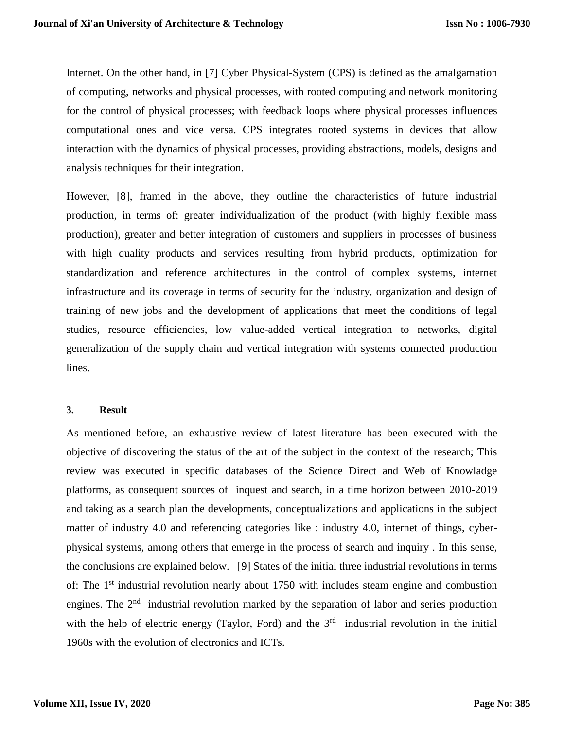Internet. On the other hand, in [7] Cyber Physical-System (CPS) is defined as the amalgamation of computing, networks and physical processes, with rooted computing and network monitoring for the control of physical processes; with feedback loops where physical processes influences computational ones and vice versa. CPS integrates rooted systems in devices that allow interaction with the dynamics of physical processes, providing abstractions, models, designs and analysis techniques for their integration.

However, [8], framed in the above, they outline the characteristics of future industrial production, in terms of: greater individualization of the product (with highly flexible mass production), greater and better integration of customers and suppliers in processes of business with high quality products and services resulting from hybrid products, optimization for standardization and reference architectures in the control of complex systems, internet infrastructure and its coverage in terms of security for the industry, organization and design of training of new jobs and the development of applications that meet the conditions of legal studies, resource efficiencies, low value-added vertical integration to networks, digital generalization of the supply chain and vertical integration with systems connected production lines.

### 3. Result

As mentioned before, an exhaustive review of latest literature has been executed with the objective of discovering the status of the art of the subject in the context of the research; This review was executed in specific databases of the Science Direct and Web of Knowladge platforms, as consequent sources of inquest and search, in a time horizon between 2010-2019 and taking as a search plan the developments, conceptualizations and applications in the subject matter of industry 4.0 and referencing categories like : industry 4.0, internet of things, cyber-physical systems, among others that emerge in the process of search and inquiry . In this sense, the conclusions are explained below. [9] States of the initial three industrial revolutions in terms of: The 1st industrial revolution nearly about 1750 with includes steam engine and combustion engines. The 2nd industrial revolution marked by the separation of labor and series production with the help of electric energy (Taylor, Ford) and the 3rd industrial revolution in the initial 1960s with the evolution of electronics and ICTs.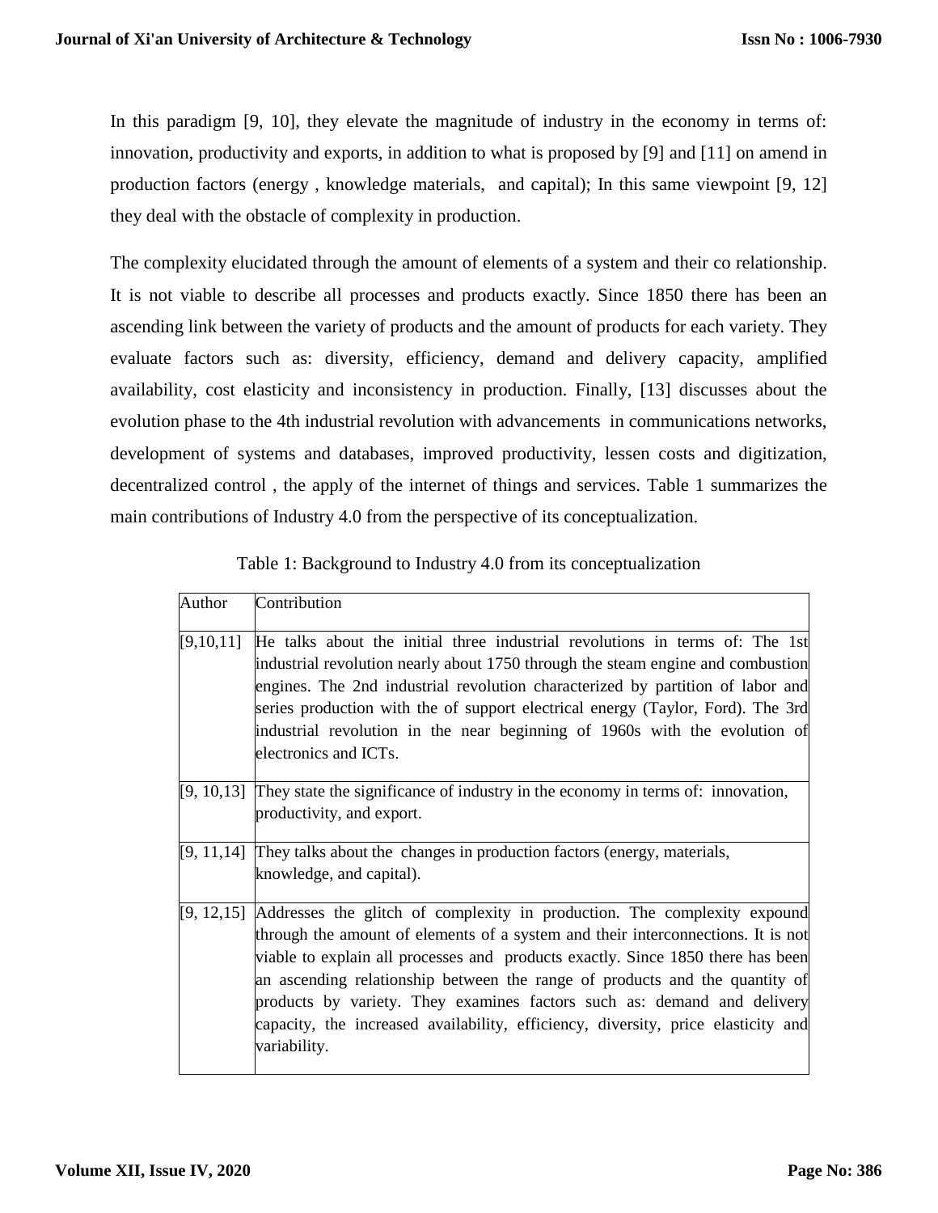In this paradigm [9, 10], they elevate the magnitude of industry in the economy in terms of: innovation, productivity and exports, in addition to what is proposed by [9] and [11] on amend in production factors (energy , knowledge materials, and capital); In this same viewpoint [9, 12] they deal with the obstacle of complexity in production.

The complexity elucidated through the amount of elements of a system and their co relationship. It is not viable to describe all processes and products exactly. Since 1850 there has been an ascending link between the variety of products and the amount of products for each variety. They evaluate factors such as: diversity, efficiency, demand and delivery capacity, amplified availability, cost elasticity and inconsistency in production. Finally, [13] discusses about the evolution phase to the 4th industrial revolution with advancements in communications networks, development of systems and databases, improved productivity, lessen costs and digitization, decentralized control , the apply of the internet of things and services. Table 1 summarizes the main contributions of Industry 4.0 from the perspective of its conceptualization.

Table 1: Background to Industry 4.0 from its conceptualization

| Author | Contribution |
|---|---|
| [9,10,11] | He talks about the initial three industrial revolutions in terms of: The 1st industrial revolution nearly about 1750 through the steam engine and combustion engines. The 2nd industrial revolution characterized by partition of labor and series production with the of support electrical energy (Taylor, Ford). The 3rd industrial revolution in the near beginning of 1960s with the evolution of electronics and ICTs. |
| [9, 10,13] | They state the significance of industry in the economy in terms of: innovation, productivity, and export. |
| [9, 11,14] | They talks about the changes in production factors (energy, materials, knowledge, and capital). |
| [9, 12,15] | Addresses the glitch of complexity in production. The complexity expound through the amount of elements of a system and their interconnections. It is not viable to explain all processes and products exactly. Since 1850 there has been an ascending relationship between the range of products and the quantity of products by variety. They examines factors such as: demand and delivery capacity, the increased availability, efficiency, diversity, price elasticity and variability. |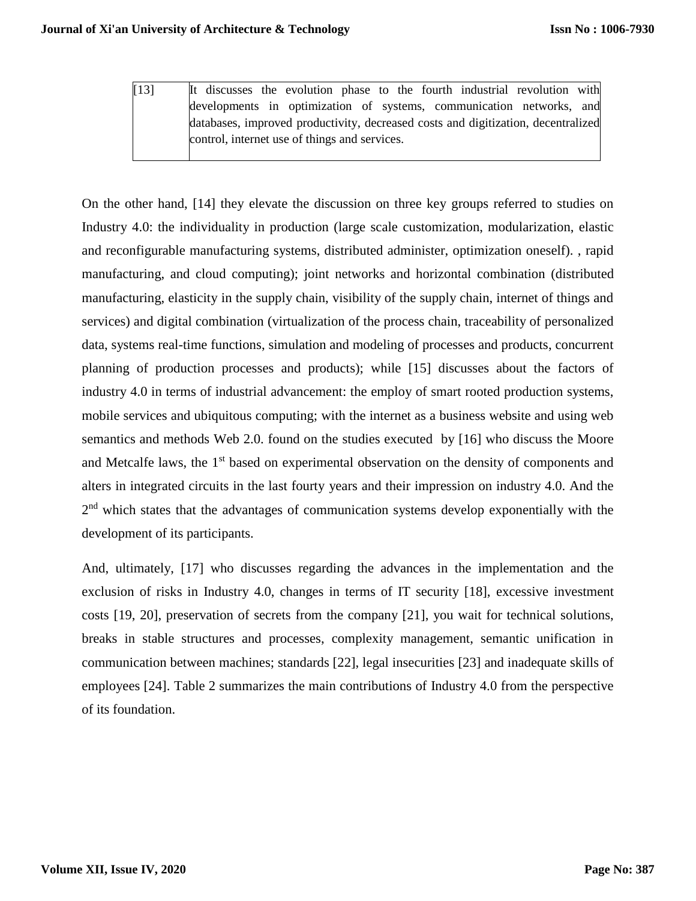| [13] | It discusses the evolution phase to the fourth industrial revolution with developments in optimization of systems, communication networks, and databases, improved productivity, decreased costs and digitization, decentralized control, internet use of things and services. |
|---|---|

On the other hand, [14] they elevate the discussion on three key groups referred to studies on Industry 4.0: the individuality in production (large scale customization, modularization, elastic and reconfigurable manufacturing systems, distributed administer, optimization oneself). , rapid manufacturing, and cloud computing); joint networks and horizontal combination (distributed manufacturing, elasticity in the supply chain, visibility of the supply chain, internet of things and services) and digital combination (virtualization of the process chain, traceability of personalized data, systems real-time functions, simulation and modeling of processes and products, concurrent planning of production processes and products); while [15] discusses about the factors of industry 4.0 in terms of industrial advancement: the employ of smart rooted production systems, mobile services and ubiquitous computing; with the internet as a business website and using web semantics and methods Web 2.0. found on the studies executed by [16] who discuss the Moore and Metcalfe laws, the 1st based on experimental observation on the density of components and alters in integrated circuits in the last fourty years and their impression on industry 4.0. And the 2nd which states that the advantages of communication systems develop exponentially with the development of its participants.

And, ultimately, [17] who discusses regarding the advances in the implementation and the exclusion of risks in Industry 4.0, changes in terms of IT security [18], excessive investment costs [19, 20], preservation of secrets from the company [21], you wait for technical solutions, breaks in stable structures and processes, complexity management, semantic unification in communication between machines; standards [22], legal insecurities [23] and inadequate skills of employees [24]. Table 2 summarizes the main contributions of Industry 4.0 from the perspective of its foundation.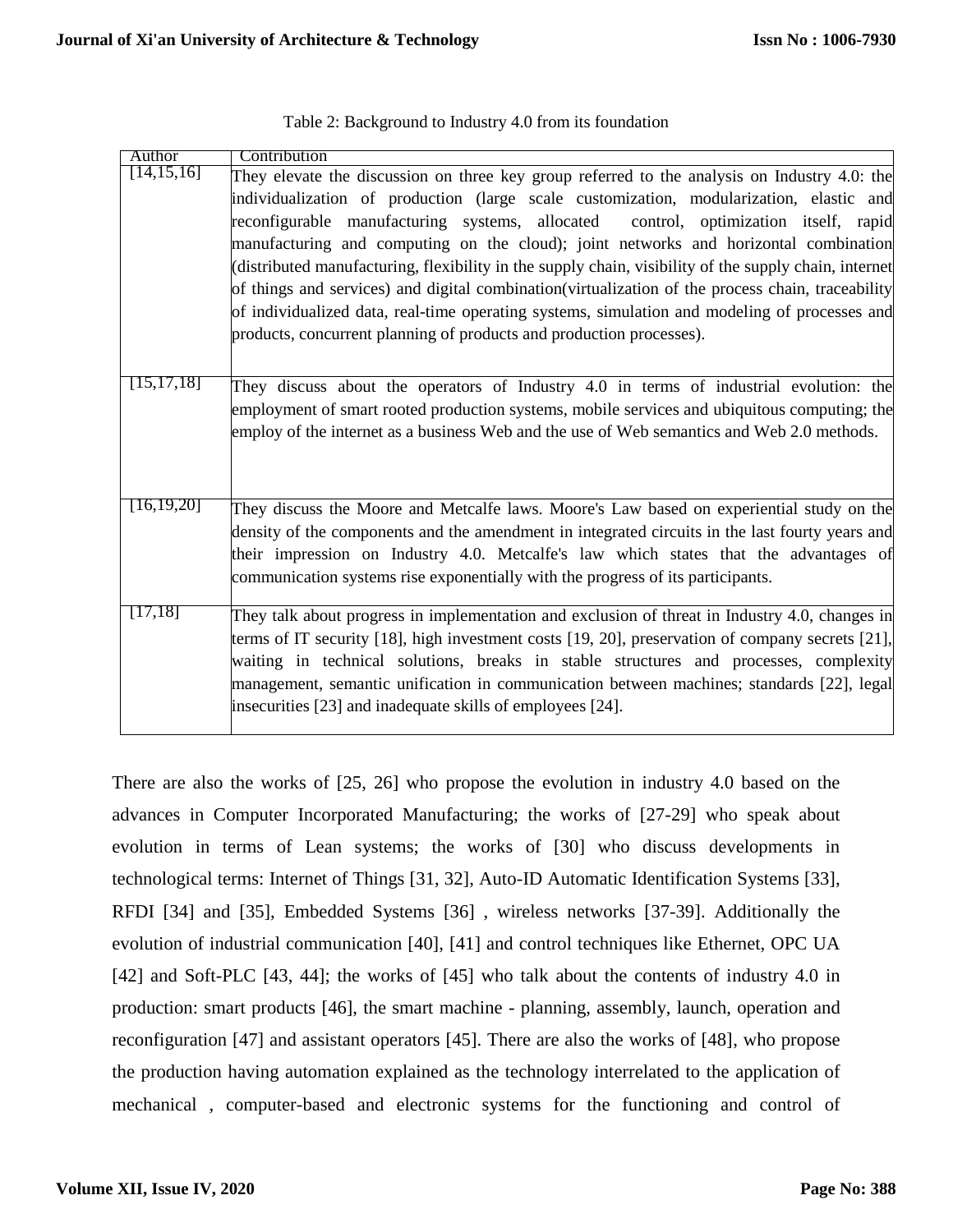Table 2: Background to Industry 4.0 from its foundation

| Author | Contribution |
| --- | --- |
| [14,15,16] | They elevate the discussion on three key group referred to the analysis on Industry 4.0: the individualization of production (large scale customization, modularization, elastic and reconfigurable manufacturing systems, allocated control, optimization itself, rapid manufacturing and computing on the cloud); joint networks and horizontal combination (distributed manufacturing, flexibility in the supply chain, visibility of the supply chain, internet of things and services) and digital combination(virtualization of the process chain, traceability of individualized data, real-time operating systems, simulation and modeling of processes and products, concurrent planning of products and production processes). |
| [15,17,18] | They discuss about the operators of Industry 4.0 in terms of industrial evolution: the employment of smart rooted production systems, mobile services and ubiquitous computing; the employ of the internet as a business Web and the use of Web semantics and Web 2.0 methods. |
| [16,19,20] | They discuss the Moore and Metcalfe laws. Moore's Law based on experiential study on the density of the components and the amendment in integrated circuits in the last fourty years and their impression on Industry 4.0. Metcalfe's law which states that the advantages of communication systems rise exponentially with the progress of its participants. |
| [17,18] | They talk about progress in implementation and exclusion of threat in Industry 4.0, changes in terms of IT security [18], high investment costs [19, 20], preservation of company secrets [21], waiting in technical solutions, breaks in stable structures and processes, complexity management, semantic unification in communication between machines; standards [22], legal insecurities [23] and inadequate skills of employees [24]. |

There are also the works of [25, 26] who propose the evolution in industry 4.0 based on the advances in Computer Incorporated Manufacturing; the works of [27-29] who speak about evolution in terms of Lean systems; the works of [30] who discuss developments in technological terms: Internet of Things [31, 32], Auto-ID Automatic Identification Systems [33], RFDI [34] and [35], Embedded Systems [36] , wireless networks [37-39]. Additionally the evolution of industrial communication [40], [41] and control techniques like Ethernet, OPC UA [42] and Soft-PLC [43, 44]; the works of [45] who talk about the contents of industry 4.0 in production: smart products [46], the smart machine - planning, assembly, launch, operation and reconfiguration [47] and assistant operators [45]. There are also the works of [48], who propose the production having automation explained as the technology interrelated to the application of mechanical , computer-based and electronic systems for the functioning and control of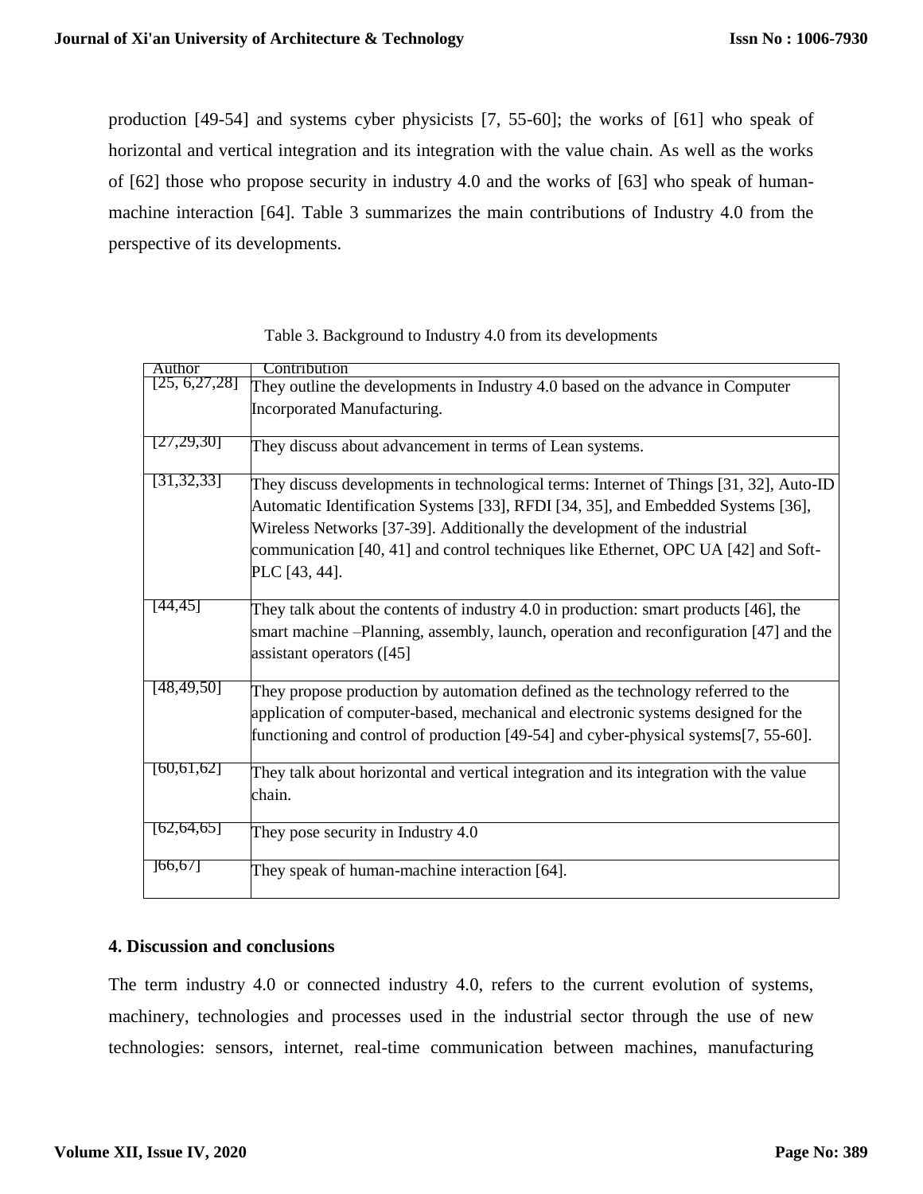production [49-54] and systems cyber physicists [7, 55-60]; the works of [61] who speak of horizontal and vertical integration and its integration with the value chain. As well as the works of [62] those who propose security in industry 4.0 and the works of [63] who speak of human-machine interaction [64]. Table 3 summarizes the main contributions of Industry 4.0 from the perspective of its developments.

Table 3. Background to Industry 4.0 from its developments

| Author | Contribution |
|---|---|
| [25, 6,27,28] | They outline the developments in Industry 4.0 based on the advance in Computer Incorporated Manufacturing. |
| [27,29,30] | They discuss about advancement in terms of Lean systems. |
| [31,32,33] | They discuss developments in technological terms: Internet of Things [31, 32], Auto-ID Automatic Identification Systems [33], RFDI [34, 35], and Embedded Systems [36], Wireless Networks [37-39]. Additionally the development of the industrial communication [40, 41] and control techniques like Ethernet, OPC UA [42] and Soft-PLC [43, 44]. |
| [44,45] | They talk about the contents of industry 4.0 in production: smart products [46], the smart machine –Planning, assembly, launch, operation and reconfiguration [47] and the assistant operators ([45] |
| [48,49,50] | They propose production by automation defined as the technology referred to the application of computer-based, mechanical and electronic systems designed for the functioning and control of production [49-54] and cyber-physical systems[7, 55-60]. |
| [60,61,62] | They talk about horizontal and vertical integration and its integration with the value chain. |
| [62,64,65] | They pose security in Industry 4.0 |
| ]66,67] | They speak of human-machine interaction [64]. |

## 4. Discussion and conclusions

The term industry 4.0 or connected industry 4.0, refers to the current evolution of systems, machinery, technologies and processes used in the industrial sector through the use of new technologies: sensors, internet, real-time communication between machines, manufacturing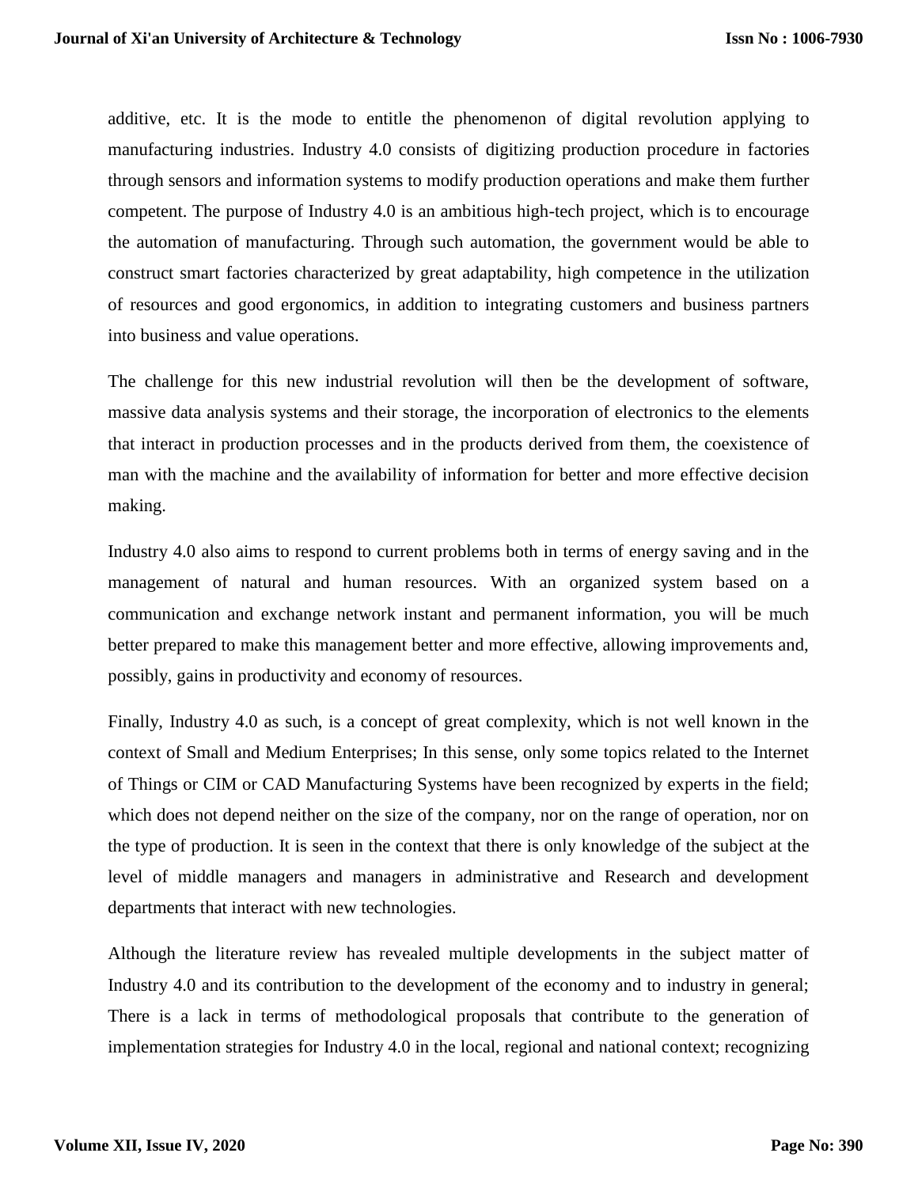additive, etc. It is the mode to entitle the phenomenon of digital revolution applying to manufacturing industries. Industry 4.0 consists of digitizing production procedure in factories through sensors and information systems to modify production operations and make them further competent. The purpose of Industry 4.0 is an ambitious high-tech project, which is to encourage the automation of manufacturing. Through such automation, the government would be able to construct smart factories characterized by great adaptability, high competence in the utilization of resources and good ergonomics, in addition to integrating customers and business partners into business and value operations.

The challenge for this new industrial revolution will then be the development of software, massive data analysis systems and their storage, the incorporation of electronics to the elements that interact in production processes and in the products derived from them, the coexistence of man with the machine and the availability of information for better and more effective decision making.

Industry 4.0 also aims to respond to current problems both in terms of energy saving and in the management of natural and human resources. With an organized system based on a communication and exchange network instant and permanent information, you will be much better prepared to make this management better and more effective, allowing improvements and, possibly, gains in productivity and economy of resources.

Finally, Industry 4.0 as such, is a concept of great complexity, which is not well known in the context of Small and Medium Enterprises; In this sense, only some topics related to the Internet of Things or CIM or CAD Manufacturing Systems have been recognized by experts in the field; which does not depend neither on the size of the company, nor on the range of operation, nor on the type of production. It is seen in the context that there is only knowledge of the subject at the level of middle managers and managers in administrative and Research and development departments that interact with new technologies.

Although the literature review has revealed multiple developments in the subject matter of Industry 4.0 and its contribution to the development of the economy and to industry in general; There is a lack in terms of methodological proposals that contribute to the generation of implementation strategies for Industry 4.0 in the local, regional and national context; recognizing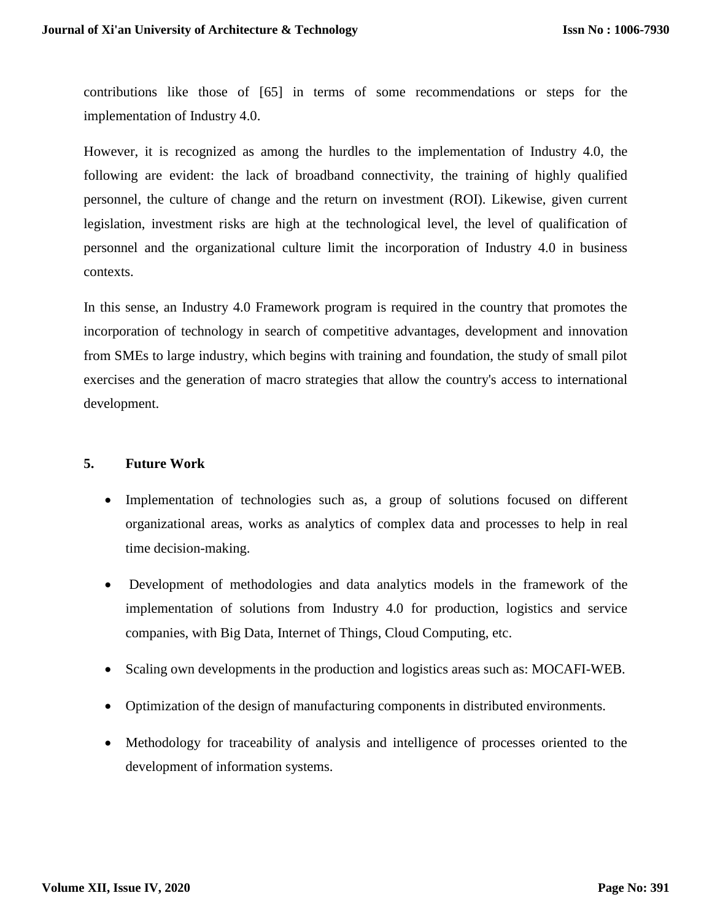contributions like those of [65] in terms of some recommendations or steps for the implementation of Industry 4.0.

However, it is recognized as among the hurdles to the implementation of Industry 4.0, the following are evident: the lack of broadband connectivity, the training of highly qualified personnel, the culture of change and the return on investment (ROI). Likewise, given current legislation, investment risks are high at the technological level, the level of qualification of personnel and the organizational culture limit the incorporation of Industry 4.0 in business contexts.

In this sense, an Industry 4.0 Framework program is required in the country that promotes the incorporation of technology in search of competitive advantages, development and innovation from SMEs to large industry, which begins with training and foundation, the study of small pilot exercises and the generation of macro strategies that allow the country's access to international development.

## 5. Future Work

- Implementation of technologies such as, a group of solutions focused on different organizational areas, works as analytics of complex data and processes to help in real time decision-making.
- Development of methodologies and data analytics models in the framework of the implementation of solutions from Industry 4.0 for production, logistics and service companies, with Big Data, Internet of Things, Cloud Computing, etc.
- Scaling own developments in the production and logistics areas such as: MOCAFI-WEB.
- Optimization of the design of manufacturing components in distributed environments.
- Methodology for traceability of analysis and intelligence of processes oriented to the development of information systems.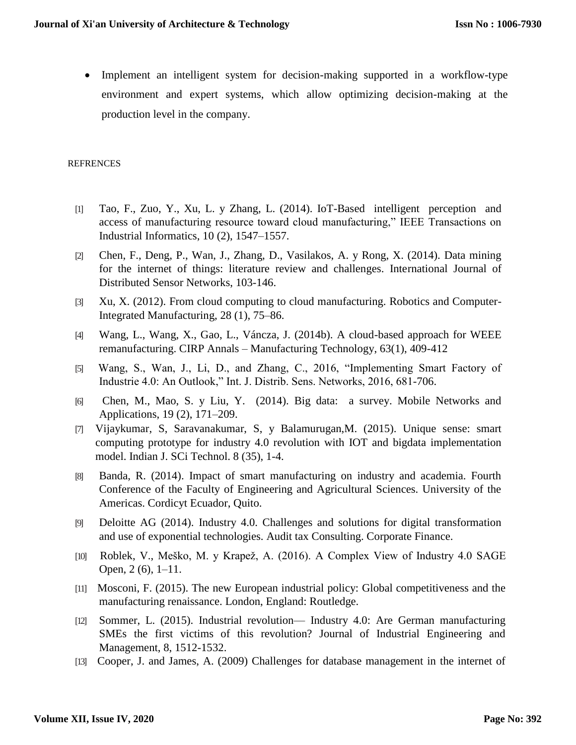- Implement an intelligent system for decision-making supported in a workflow-type environment and expert systems, which allow optimizing decision-making at the production level in the company.

REFRENCES

[1] Tao, F., Zuo, Y., Xu, L. y Zhang, L. (2014). IoT-Based intelligent perception and access of manufacturing resource toward cloud manufacturing," IEEE Transactions on Industrial Informatics, 10 (2), 1547–1557.

[2] Chen, F., Deng, P., Wan, J., Zhang, D., Vasilakos, A. y Rong, X. (2014). Data mining for the internet of things: literature review and challenges. International Journal of Distributed Sensor Networks, 103-146.

[3] Xu, X. (2012). From cloud computing to cloud manufacturing. Robotics and Computer-Integrated Manufacturing, 28 (1), 75–86.

[4] Wang, L., Wang, X., Gao, L., Váncza, J. (2014b). A cloud-based approach for WEEE remanufacturing. CIRP Annals – Manufacturing Technology, 63(1), 409-412

[5] Wang, S., Wan, J., Li, D., and Zhang, C., 2016, "Implementing Smart Factory of Industrie 4.0: An Outlook," Int. J. Distrib. Sens. Networks, 2016, 681-706.

[6] Chen, M., Mao, S. y Liu, Y. (2014). Big data: a survey. Mobile Networks and Applications, 19 (2), 171–209.

[7] Vijaykumar, S, Saravanakumar, S, y Balamurugan,M. (2015). Unique sense: smart computing prototype for industry 4.0 revolution with IOT and bigdata implementation model. Indian J. SCi Technol. 8 (35), 1-4.

[8] Banda, R. (2014). Impact of smart manufacturing on industry and academia. Fourth Conference of the Faculty of Engineering and Agricultural Sciences. University of the Americas. Cordicyt Ecuador, Quito.

[9] Deloitte AG (2014). Industry 4.0. Challenges and solutions for digital transformation and use of exponential technologies. Audit tax Consulting. Corporate Finance.

[10] Roblek, V., Meško, M. y Krapež, A. (2016). A Complex View of Industry 4.0 SAGE Open, 2 (6), 1–11.

[11] Mosconi, F. (2015). The new European industrial policy: Global competitiveness and the manufacturing renaissance. London, England: Routledge.

[12] Sommer, L. (2015). Industrial revolution— Industry 4.0: Are German manufacturing SMEs the first victims of this revolution? Journal of Industrial Engineering and Management, 8, 1512-1532.

[13] Cooper, J. and James, A. (2009) Challenges for database management in the internet of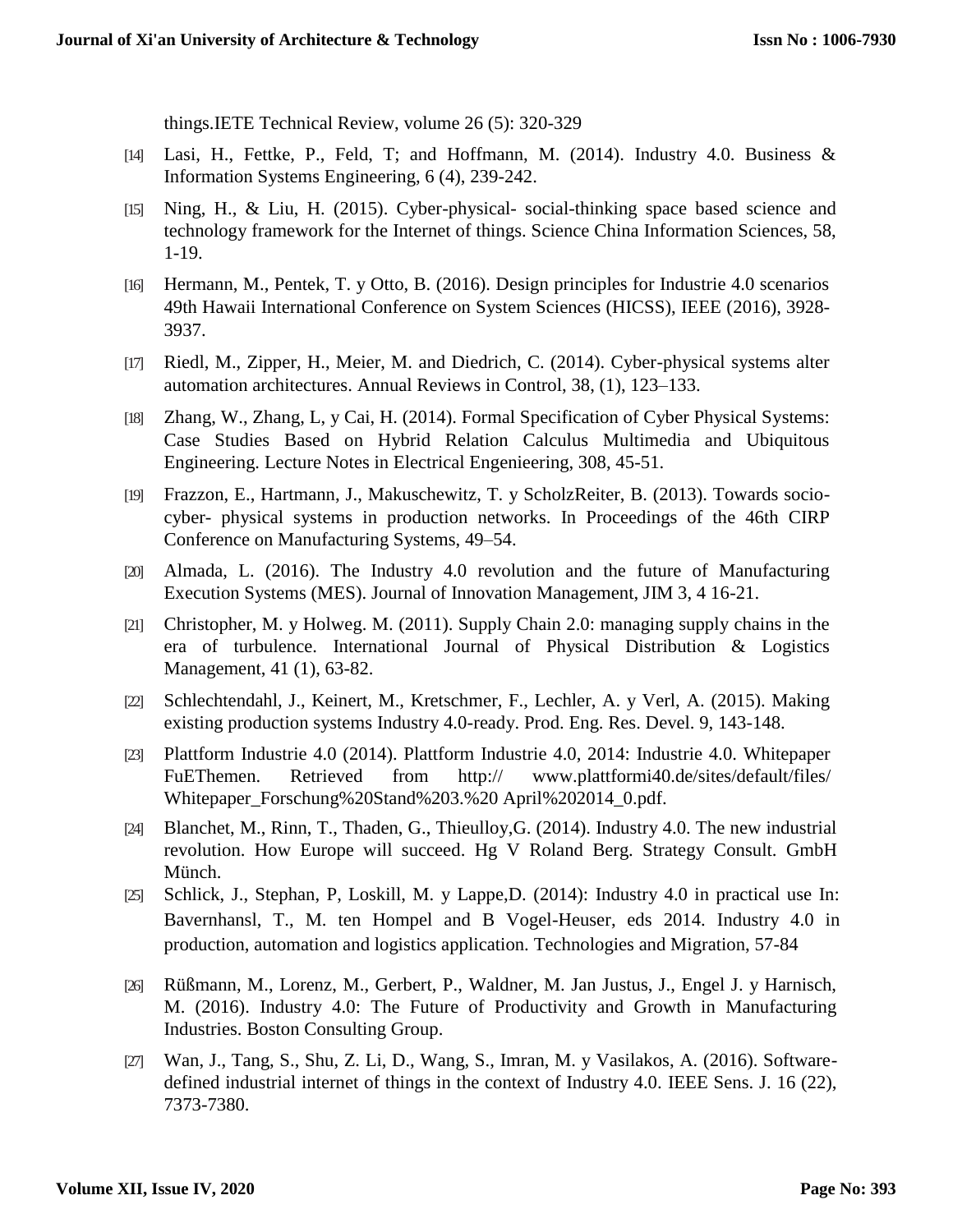things.IETE Technical Review, volume 26 (5): 320-329

[14] Lasi, H., Fettke, P., Feld, T; and Hoffmann, M. (2014). Industry 4.0. Business & Information Systems Engineering, 6 (4), 239-242.

[15] Ning, H., & Liu, H. (2015). Cyber-physical- social-thinking space based science and technology framework for the Internet of things. Science China Information Sciences, 58, 1-19.

[16] Hermann, M., Pentek, T. y Otto, B. (2016). Design principles for Industrie 4.0 scenarios 49th Hawaii International Conference on System Sciences (HICSS), IEEE (2016), 3928-3937.

[17] Riedl, M., Zipper, H., Meier, M. and Diedrich, C. (2014). Cyber-physical systems alter automation architectures. Annual Reviews in Control, 38, (1), 123–133.

[18] Zhang, W., Zhang, L, y Cai, H. (2014). Formal Specification of Cyber Physical Systems: Case Studies Based on Hybrid Relation Calculus Multimedia and Ubiquitous Engineering. Lecture Notes in Electrical Engenieering, 308, 45-51.

[19] Frazzon, E., Hartmann, J., Makuschewitz, T. y ScholzReiter, B. (2013). Towards socio-cyber- physical systems in production networks. In Proceedings of the 46th CIRP Conference on Manufacturing Systems, 49–54.

[20] Almada, L. (2016). The Industry 4.0 revolution and the future of Manufacturing Execution Systems (MES). Journal of Innovation Management, JIM 3, 4 16-21.

[21] Christopher, M. y Holweg. M. (2011). Supply Chain 2.0: managing supply chains in the era of turbulence. International Journal of Physical Distribution & Logistics Management, 41 (1), 63-82.

[22] Schlechtendahl, J., Keinert, M., Kretschmer, F., Lechler, A. y Verl, A. (2015). Making existing production systems Industry 4.0-ready. Prod. Eng. Res. Devel. 9, 143-148.

[23] Plattform Industrie 4.0 (2014). Plattform Industrie 4.0, 2014: Industrie 4.0. Whitepaper FuEThemen. Retrieved from http:// www.plattformi40.de/sites/default/files/ Whitepaper_Forschung%20Stand%203.%20 April%202014_0.pdf.

[24] Blanchet, M., Rinn, T., Thaden, G., Thieulloy,G. (2014). Industry 4.0. The new industrial revolution. How Europe will succeed. Hg V Roland Berg. Strategy Consult. GmbH Münch.

[25] Schlick, J., Stephan, P, Loskill, M. y Lappe,D. (2014): Industry 4.0 in practical use In: Bavernhansl, T., M. ten Hompel and B Vogel-Heuser, eds 2014. Industry 4.0 in production, automation and logistics application. Technologies and Migration, 57-84

[26] Rüßmann, M., Lorenz, M., Gerbert, P., Waldner, M. Jan Justus, J., Engel J. y Harnisch, M. (2016). Industry 4.0: The Future of Productivity and Growth in Manufacturing Industries. Boston Consulting Group.

[27] Wan, J., Tang, S., Shu, Z. Li, D., Wang, S., Imran, M. y Vasilakos, A. (2016). Software-defined industrial internet of things in the context of Industry 4.0. IEEE Sens. J. 16 (22), 7373-7380.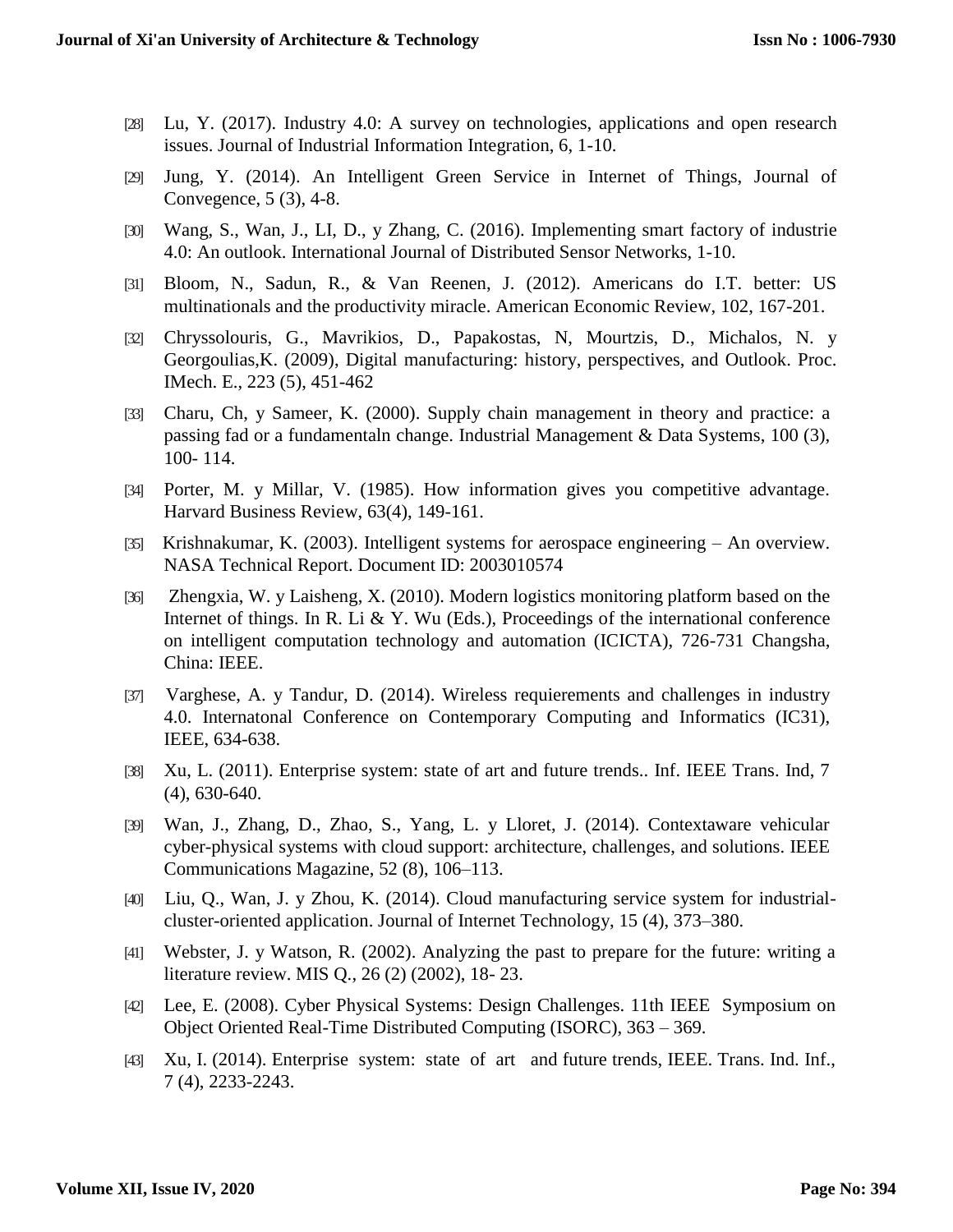[28] Lu, Y. (2017). Industry 4.0: A survey on technologies, applications and open research issues. Journal of Industrial Information Integration, 6, 1-10.

[29] Jung, Y. (2014). An Intelligent Green Service in Internet of Things, Journal of Convegence, 5 (3), 4-8.

[30] Wang, S., Wan, J., LI, D., y Zhang, C. (2016). Implementing smart factory of industrie 4.0: An outlook. International Journal of Distributed Sensor Networks, 1-10.

[31] Bloom, N., Sadun, R., & Van Reenen, J. (2012). Americans do I.T. better: US multinationals and the productivity miracle. American Economic Review, 102, 167-201.

[32] Chryssolouris, G., Mavrikios, D., Papakostas, N, Mourtzis, D., Michalos, N. y Georgoulias,K. (2009), Digital manufacturing: history, perspectives, and Outlook. Proc. IMech. E., 223 (5), 451-462

[33] Charu, Ch, y Sameer, K. (2000). Supply chain management in theory and practice: a passing fad or a fundamentaln change. Industrial Management & Data Systems, 100 (3), 100- 114.

[34] Porter, M. y Millar, V. (1985). How information gives you competitive advantage. Harvard Business Review, 63(4), 149-161.

[35] Krishnakumar, K. (2003). Intelligent systems for aerospace engineering – An overview. NASA Technical Report. Document ID: 2003010574

[36] Zhengxia, W. y Laisheng, X. (2010). Modern logistics monitoring platform based on the Internet of things. In R. Li & Y. Wu (Eds.), Proceedings of the international conference on intelligent computation technology and automation (ICICTA), 726-731 Changsha, China: IEEE.

[37] Varghese, A. y Tandur, D. (2014). Wireless requierements and challenges in industry 4.0. Internatonal Conference on Contemporary Computing and Informatics (IC31), IEEE, 634-638.

[38] Xu, L. (2011). Enterprise system: state of art and future trends.. Inf. IEEE Trans. Ind, 7 (4), 630-640.

[39] Wan, J., Zhang, D., Zhao, S., Yang, L. y Lloret, J. (2014). Contextaware vehicular cyber-physical systems with cloud support: architecture, challenges, and solutions. IEEE Communications Magazine, 52 (8), 106–113.

[40] Liu, Q., Wan, J. y Zhou, K. (2014). Cloud manufacturing service system for industrial-cluster-oriented application. Journal of Internet Technology, 15 (4), 373–380.

[41] Webster, J. y Watson, R. (2002). Analyzing the past to prepare for the future: writing a literature review. MIS Q., 26 (2) (2002), 18- 23.

[42] Lee, E. (2008). Cyber Physical Systems: Design Challenges. 11th IEEE Symposium on Object Oriented Real-Time Distributed Computing (ISORC), 363 – 369.

[43] Xu, I. (2014). Enterprise system: state of art and future trends, IEEE. Trans. Ind. Inf., 7 (4), 2233-2243.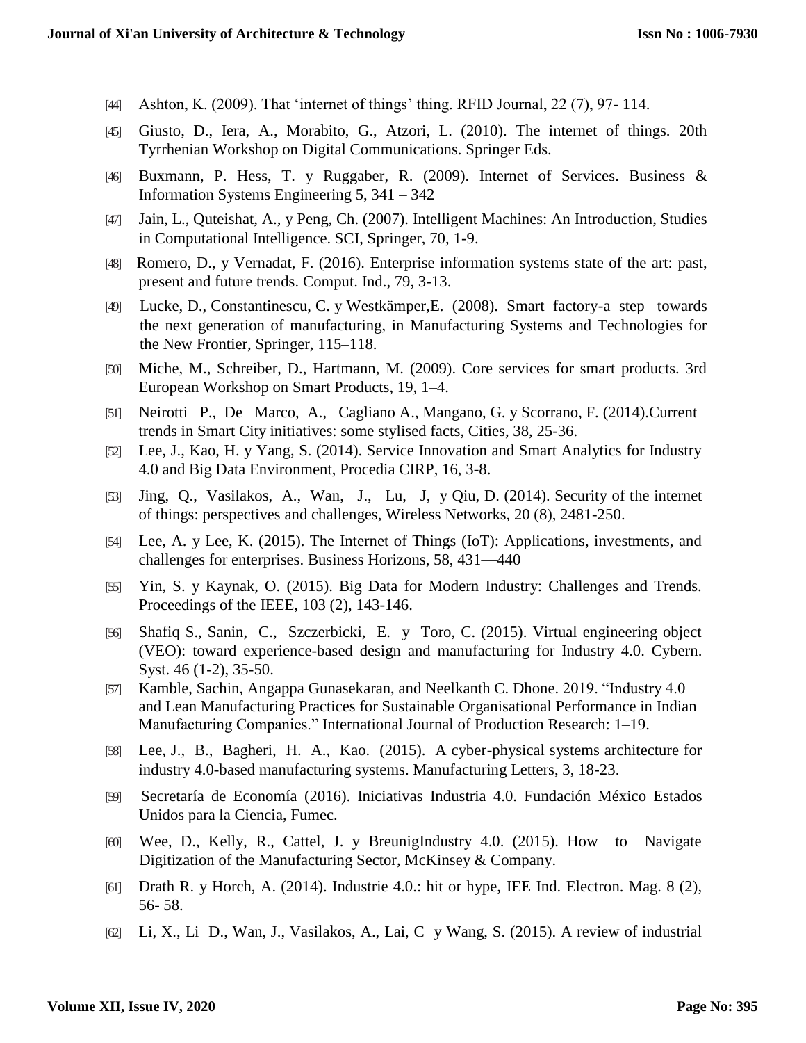[44] Ashton, K. (2009). That 'internet of things' thing. RFID Journal, 22 (7), 97- 114.

[45] Giusto, D., Iera, A., Morabito, G., Atzori, L. (2010). The internet of things. 20th Tyrrhenian Workshop on Digital Communications. Springer Eds.

[46] Buxmann, P. Hess, T. y Ruggaber, R. (2009). Internet of Services. Business & Information Systems Engineering 5, 341 – 342

[47] Jain, L., Quteishat, A., y Peng, Ch. (2007). Intelligent Machines: An Introduction, Studies in Computational Intelligence. SCI, Springer, 70, 1-9.

[48] Romero, D., y Vernadat, F. (2016). Enterprise information systems state of the art: past, present and future trends. Comput. Ind., 79, 3-13.

[49] Lucke, D., Constantinescu, C. y Westkämper,E. (2008). Smart factory-a step towards the next generation of manufacturing, in Manufacturing Systems and Technologies for the New Frontier, Springer, 115–118.

[50] Miche, M., Schreiber, D., Hartmann, M. (2009). Core services for smart products. 3rd European Workshop on Smart Products, 19, 1–4.

[51] Neirotti P., De Marco, A., Cagliano A., Mangano, G. y Scorrano, F. (2014).Current trends in Smart City initiatives: some stylised facts, Cities, 38, 25-36.

[52] Lee, J., Kao, H. y Yang, S. (2014). Service Innovation and Smart Analytics for Industry 4.0 and Big Data Environment, Procedia CIRP, 16, 3-8.

[53] Jing, Q., Vasilakos, A., Wan, J., Lu, J, y Qiu, D. (2014). Security of the internet of things: perspectives and challenges, Wireless Networks, 20 (8), 2481-250.

[54] Lee, A. y Lee, K. (2015). The Internet of Things (IoT): Applications, investments, and challenges for enterprises. Business Horizons, 58, 431—440

[55] Yin, S. y Kaynak, O. (2015). Big Data for Modern Industry: Challenges and Trends. Proceedings of the IEEE, 103 (2), 143-146.

[56] Shafiq S., Sanin, C., Szczerbicki, E. y Toro, C. (2015). Virtual engineering object (VEO): toward experience-based design and manufacturing for Industry 4.0. Cybern. Syst. 46 (1-2), 35-50.

[57] Kamble, Sachin, Angappa Gunasekaran, and Neelkanth C. Dhone. 2019. "Industry 4.0 and Lean Manufacturing Practices for Sustainable Organisational Performance in Indian Manufacturing Companies." International Journal of Production Research: 1–19.

[58] Lee, J., B., Bagheri, H. A., Kao. (2015). A cyber-physical systems architecture for industry 4.0-based manufacturing systems. Manufacturing Letters, 3, 18-23.

[59] Secretaría de Economía (2016). Iniciativas Industria 4.0. Fundación México Estados Unidos para la Ciencia, Fumec.

[60] Wee, D., Kelly, R., Cattel, J. y BreunigIndustry 4.0. (2015). How to Navigate Digitization of the Manufacturing Sector, McKinsey & Company.

[61] Drath R. y Horch, A. (2014). Industrie 4.0.: hit or hype, IEE Ind. Electron. Mag. 8 (2), 56- 58.

[62] Li, X., Li D., Wan, J., Vasilakos, A., Lai, C y Wang, S. (2015). A review of industrial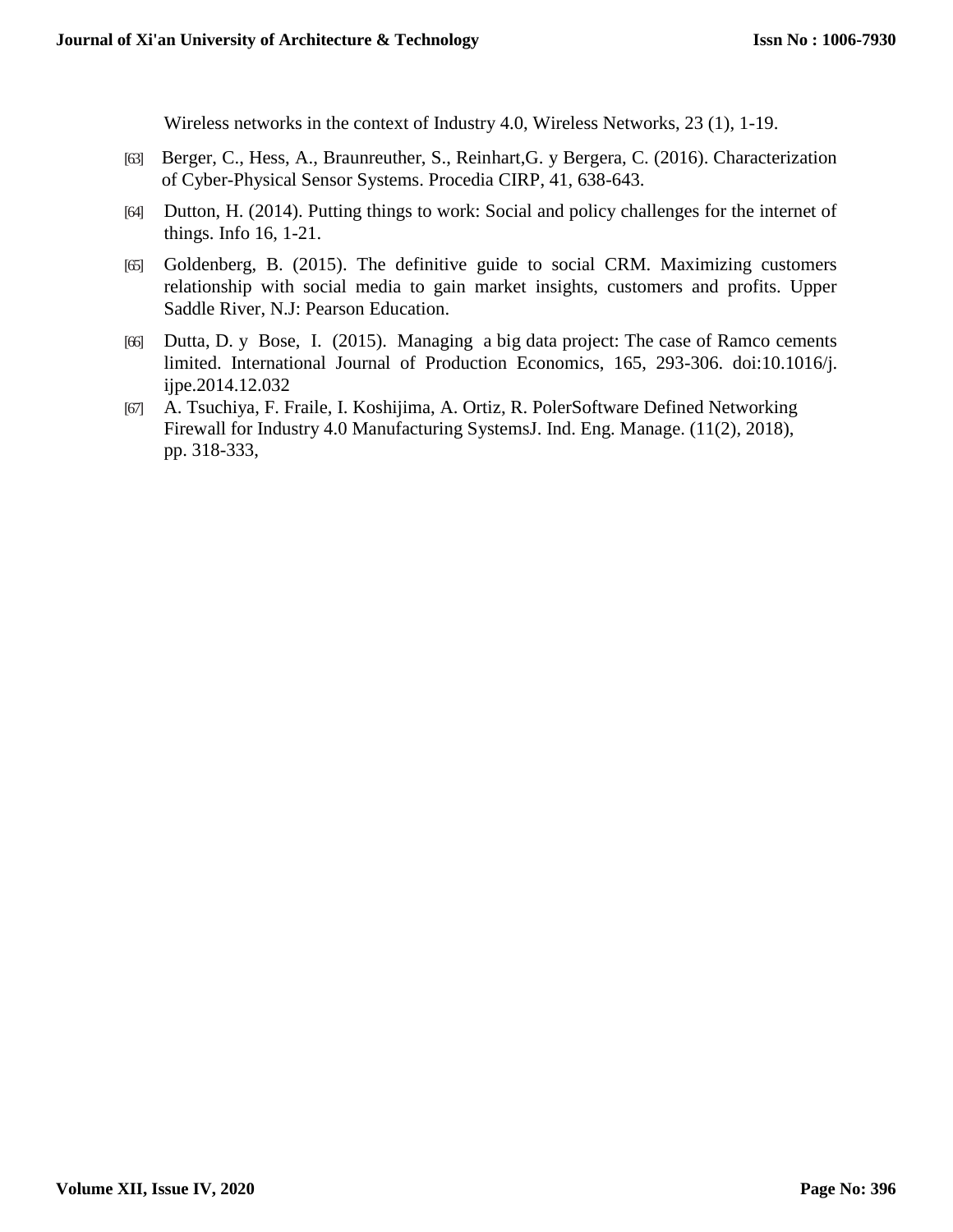Wireless networks in the context of Industry 4.0, Wireless Networks, 23 (1), 1-19.

[63] Berger, C., Hess, A., Braunreuther, S., Reinhart,G. y Bergera, C. (2016). Characterization of Cyber-Physical Sensor Systems. Procedia CIRP, 41, 638-643.

[64] Dutton, H. (2014). Putting things to work: Social and policy challenges for the internet of things. Info 16, 1-21.

[65] Goldenberg, B. (2015). The definitive guide to social CRM. Maximizing customers relationship with social media to gain market insights, customers and profits. Upper Saddle River, N.J: Pearson Education.

[66] Dutta, D. y Bose, I. (2015). Managing a big data project: The case of Ramco cements limited. International Journal of Production Economics, 165, 293-306. doi:10.1016/j.ijpe.2014.12.032

[67] A. Tsuchiya, F. Fraile, I. Koshijima, A. Ortiz, R. PolerSoftware Defined Networking Firewall for Industry 4.0 Manufacturing SystemsJ. Ind. Eng. Manage. (11(2), 2018), pp. 318-333,